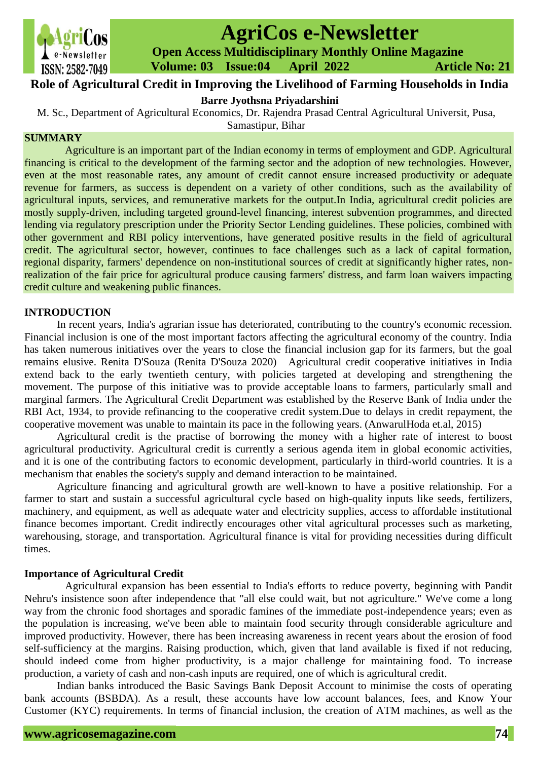# Role of Agricultural Credit in Improving the Livelihood of Farming Households in India

**Barre Jyothsna Priyadarshini**

M. Sc., Department of Agricultural Economics, Dr. Rajendra Prasad Central Agricultural Universit, Pusa, Samastipur, Bihar

## SUMMARY

Agriculture is an important part of the Indian economy in terms of employment and GDP. Agricultural financing is critical to the development of the farming sector and the adoption of new technologies. However, even at the most reasonable rates, any amount of credit cannot ensure increased productivity or adequate revenue for farmers, as success is dependent on a variety of other conditions, such as the availability of agricultural inputs, services, and remunerative markets for the output.In India, agricultural credit policies are mostly supply-driven, including targeted ground-level financing, interest subvention programmes, and directed lending via regulatory prescription under the Priority Sector Lending guidelines. These policies, combined with other government and RBI policy interventions, have generated positive results in the field of agricultural credit. The agricultural sector, however, continues to face challenges such as a lack of capital formation, regional disparity, farmers' dependence on non-institutional sources of credit at significantly higher rates, non-realization of the fair price for agricultural produce causing farmers' distress, and farm loan waivers impacting credit culture and weakening public finances.

## INTRODUCTION

In recent years, India's agrarian issue has deteriorated, contributing to the country's economic recession. Financial inclusion is one of the most important factors affecting the agricultural economy of the country. India has taken numerous initiatives over the years to close the financial inclusion gap for its farmers, but the goal remains elusive. Renita D'Souza (Renita D'Souza 2020) Agricultural credit cooperative initiatives in India extend back to the early twentieth century, with policies targeted at developing and strengthening the movement. The purpose of this initiative was to provide acceptable loans to farmers, particularly small and marginal farmers. The Agricultural Credit Department was established by the Reserve Bank of India under the RBI Act, 1934, to provide refinancing to the cooperative credit system.Due to delays in credit repayment, the cooperative movement was unable to maintain its pace in the following years. (AnwarulHoda et.al, 2015)

Agricultural credit is the practise of borrowing the money with a higher rate of interest to boost agricultural productivity. Agricultural credit is currently a serious agenda item in global economic activities, and it is one of the contributing factors to economic development, particularly in third-world countries. It is a mechanism that enables the society's supply and demand interaction to be maintained.

Agriculture financing and agricultural growth are well-known to have a positive relationship. For a farmer to start and sustain a successful agricultural cycle based on high-quality inputs like seeds, fertilizers, machinery, and equipment, as well as adequate water and electricity supplies, access to affordable institutional finance becomes important. Credit indirectly encourages other vital agricultural processes such as marketing, warehousing, storage, and transportation. Agricultural finance is vital for providing necessities during difficult times.

### Importance of Agricultural Credit

Agricultural expansion has been essential to India's efforts to reduce poverty, beginning with Pandit Nehru's insistence soon after independence that "all else could wait, but not agriculture." We've come a long way from the chronic food shortages and sporadic famines of the immediate post-independence years; even as the population is increasing, we've been able to maintain food security through considerable agriculture and improved productivity. However, there has been increasing awareness in recent years about the erosion of food self-sufficiency at the margins. Raising production, which, given that land available is fixed if not reducing, should indeed come from higher productivity, is a major challenge for maintaining food. To increase production, a variety of cash and non-cash inputs are required, one of which is agricultural credit.

Indian banks introduced the Basic Savings Bank Deposit Account to minimise the costs of operating bank accounts (BSBDA). As a result, these accounts have low account balances, fees, and Know Your Customer (KYC) requirements. In terms of financial inclusion, the creation of ATM machines, as well as the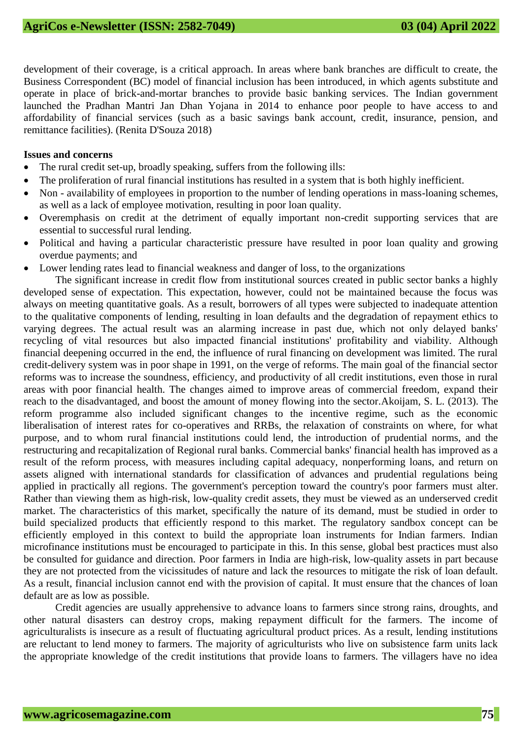development of their coverage, is a critical approach. In areas where bank branches are difficult to create, the Business Correspondent (BC) model of financial inclusion has been introduced, in which agents substitute and operate in place of brick-and-mortar branches to provide basic banking services. The Indian government launched the Pradhan Mantri Jan Dhan Yojana in 2014 to enhance poor people to have access to and affordability of financial services (such as a basic savings bank account, credit, insurance, pension, and remittance facilities). (Renita D'Souza 2018)

**Issues and concerns**

- The rural credit set-up, broadly speaking, suffers from the following ills:
- The proliferation of rural financial institutions has resulted in a system that is both highly inefficient.
- Non - availability of employees in proportion to the number of lending operations in mass-loaning schemes, as well as a lack of employee motivation, resulting in poor loan quality.
- Overemphasis on credit at the detriment of equally important non-credit supporting services that are essential to successful rural lending.
- Political and having a particular characteristic pressure have resulted in poor loan quality and growing overdue payments; and
- Lower lending rates lead to financial weakness and danger of loss, to the organizations

The significant increase in credit flow from institutional sources created in public sector banks a highly developed sense of expectation. This expectation, however, could not be maintained because the focus was always on meeting quantitative goals. As a result, borrowers of all types were subjected to inadequate attention to the qualitative components of lending, resulting in loan defaults and the degradation of repayment ethics to varying degrees. The actual result was an alarming increase in past due, which not only delayed banks' recycling of vital resources but also impacted financial institutions' profitability and viability. Although financial deepening occurred in the end, the influence of rural financing on development was limited. The rural credit-delivery system was in poor shape in 1991, on the verge of reforms. The main goal of the financial sector reforms was to increase the soundness, efficiency, and productivity of all credit institutions, even those in rural areas with poor financial health. The changes aimed to improve areas of commercial freedom, expand their reach to the disadvantaged, and boost the amount of money flowing into the sector.Akoijam, S. L. (2013). The reform programme also included significant changes to the incentive regime, such as the economic liberalisation of interest rates for co-operatives and RRBs, the relaxation of constraints on where, for what purpose, and to whom rural financial institutions could lend, the introduction of prudential norms, and the restructuring and recapitalization of Regional rural banks. Commercial banks' financial health has improved as a result of the reform process, with measures including capital adequacy, nonperforming loans, and return on assets aligned with international standards for classification of advances and prudential regulations being applied in practically all regions. The government's perception toward the country's poor farmers must alter. Rather than viewing them as high-risk, low-quality credit assets, they must be viewed as an underserved credit market. The characteristics of this market, specifically the nature of its demand, must be studied in order to build specialized products that efficiently respond to this market. The regulatory sandbox concept can be efficiently employed in this context to build the appropriate loan instruments for Indian farmers. Indian microfinance institutions must be encouraged to participate in this. In this sense, global best practices must also be consulted for guidance and direction. Poor farmers in India are high-risk, low-quality assets in part because they are not protected from the vicissitudes of nature and lack the resources to mitigate the risk of loan default. As a result, financial inclusion cannot end with the provision of capital. It must ensure that the chances of loan default are as low as possible.

Credit agencies are usually apprehensive to advance loans to farmers since strong rains, droughts, and other natural disasters can destroy crops, making repayment difficult for the farmers. The income of agriculturalists is insecure as a result of fluctuating agricultural product prices. As a result, lending institutions are reluctant to lend money to farmers. The majority of agriculturists who live on subsistence farm units lack the appropriate knowledge of the credit institutions that provide loans to farmers. The villagers have no idea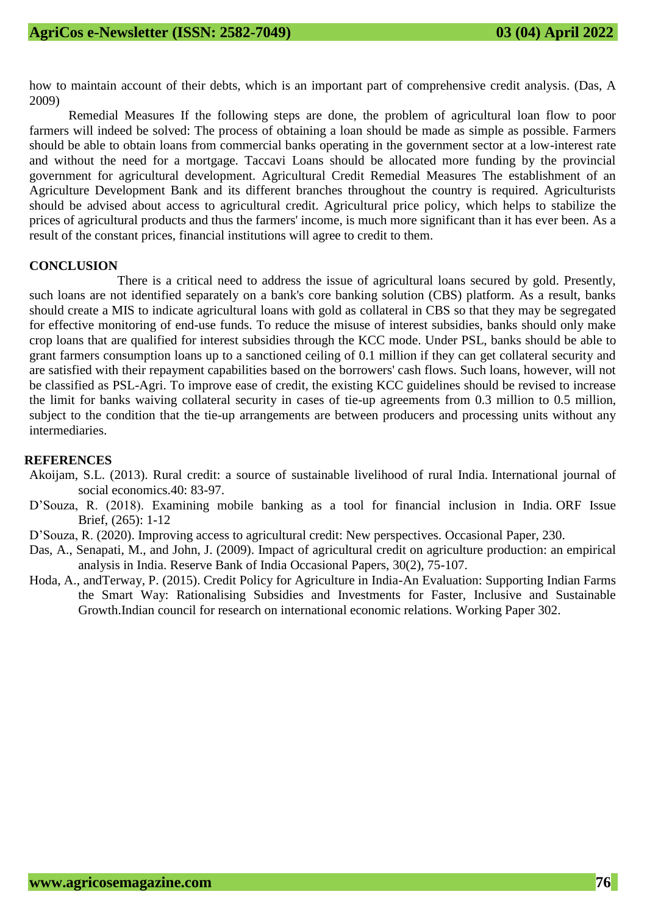how to maintain account of their debts, which is an important part of comprehensive credit analysis. (Das, A 2009)

Remedial Measures If the following steps are done, the problem of agricultural loan flow to poor farmers will indeed be solved: The process of obtaining a loan should be made as simple as possible. Farmers should be able to obtain loans from commercial banks operating in the government sector at a low-interest rate and without the need for a mortgage. Taccavi Loans should be allocated more funding by the provincial government for agricultural development. Agricultural Credit Remedial Measures The establishment of an Agriculture Development Bank and its different branches throughout the country is required. Agriculturists should be advised about access to agricultural credit. Agricultural price policy, which helps to stabilize the prices of agricultural products and thus the farmers' income, is much more significant than it has ever been. As a result of the constant prices, financial institutions will agree to credit to them.

## CONCLUSION

There is a critical need to address the issue of agricultural loans secured by gold. Presently, such loans are not identified separately on a bank's core banking solution (CBS) platform. As a result, banks should create a MIS to indicate agricultural loans with gold as collateral in CBS so that they may be segregated for effective monitoring of end-use funds. To reduce the misuse of interest subsidies, banks should only make crop loans that are qualified for interest subsidies through the KCC mode. Under PSL, banks should be able to grant farmers consumption loans up to a sanctioned ceiling of 0.1 million if they can get collateral security and are satisfied with their repayment capabilities based on the borrowers' cash flows. Such loans, however, will not be classified as PSL-Agri. To improve ease of credit, the existing KCC guidelines should be revised to increase the limit for banks waiving collateral security in cases of tie-up agreements from 0.3 million to 0.5 million, subject to the condition that the tie-up arrangements are between producers and processing units without any intermediaries.

## REFERENCES

Akoijam, S.L. (2013). Rural credit: a source of sustainable livelihood of rural India. International journal of social economics.40: 83-97.

D'Souza, R. (2018). Examining mobile banking as a tool for financial inclusion in India. ORF Issue Brief, (265): 1-12

D'Souza, R. (2020). Improving access to agricultural credit: New perspectives. Occasional Paper, 230.

Das, A., Senapati, M., and John, J. (2009). Impact of agricultural credit on agriculture production: an empirical analysis in India. Reserve Bank of India Occasional Papers, 30(2), 75-107.

Hoda, A., andTerway, P. (2015). Credit Policy for Agriculture in India-An Evaluation: Supporting Indian Farms the Smart Way: Rationalising Subsidies and Investments for Faster, Inclusive and Sustainable Growth.Indian council for research on international economic relations. Working Paper 302.